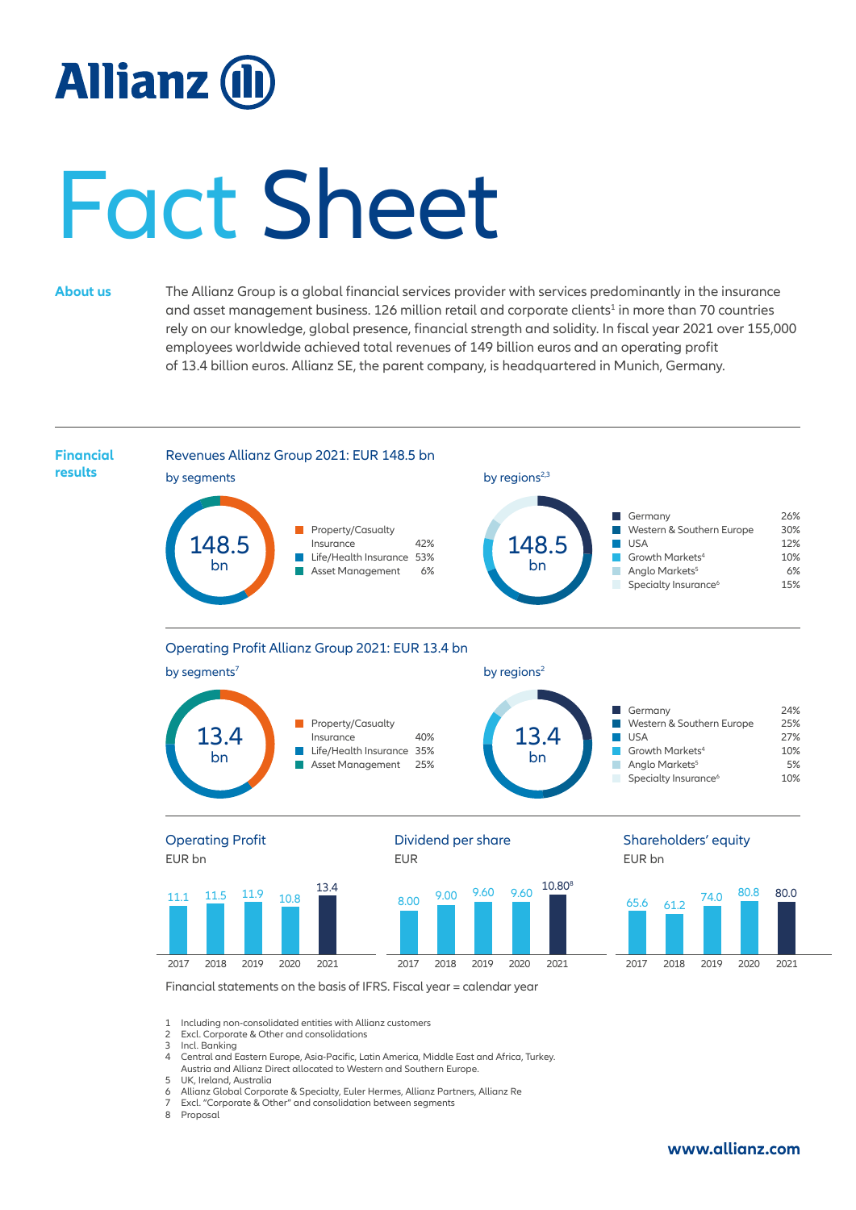# Allianz

# Fact Sheet

## About us

The Allianz Group is a global financial services provider with services predominantly in the insurance and asset management business. 126 million retail and corporate clients[1] in more than 70 countries rely on our knowledge, global presence, financial strength and solidity. In fiscal year 2021 over 155,000 employees worldwide achieved total revenues of 149 billion euros and an operating profit of 13.4 billion euros. Allianz SE, the parent company, is headquartered in Munich, Germany.

## Financial results

### Revenues Allianz Group 2021: EUR 148.5 bn

**by segments** (148.5 bn)

| Segment | Share |
|---|---|
| Property/Casualty Insurance | 42% |
| Life/Health Insurance | 53% |
| Asset Management | 6% |

**by regions[2,3]** (148.5 bn)

| Region | Share |
|---|---|
| Germany | 26% |
| Western & Southern Europe | 30% |
| USA | 12% |
| Growth Markets[4] | 10% |
| Anglo Markets[5] | 6% |
| Specialty Insurance[6] | 15% |

### Operating Profit Allianz Group 2021: EUR 13.4 bn

**by segments[7]** (13.4 bn)

| Segment | Share |
|---|---|
| Property/Casualty Insurance | 40% |
| Life/Health Insurance | 35% |
| Asset Management | 25% |

**by regions[2]** (13.4 bn)

| Region | Share |
|---|---|
| Germany | 24% |
| Western & Southern Europe | 25% |
| USA | 27% |
| Growth Markets[4] | 10% |
| Anglo Markets[5] | 5% |
| Specialty Insurance[6] | 10% |

### Operating Profit

EUR bn

| 2017 | 2018 | 2019 | 2020 | 2021 |
|---|---|---|---|---|
| 11.1 | 11.5 | 11.9 | 10.8 | 13.4 |

### Dividend per share

EUR

| 2017 | 2018 | 2019 | 2020 | 2021 |
|---|---|---|---|---|
| 8.00 | 9.00 | 9.60 | 9.60 | 10.80[8] |

### Shareholders' equity

EUR bn

| 2017 | 2018 | 2019 | 2020 | 2021 |
|---|---|---|---|---|
| 65.6 | 61.2 | 74.0 | 80.8 | 80.0 |

Financial statements on the basis of IFRS. Fiscal year = calendar year

1 Including non-consolidated entities with Allianz customers
2 Excl. Corporate & Other and consolidations
3 Incl. Banking
4 Central and Eastern Europe, Asia-Pacific, Latin America, Middle East and Africa, Turkey. Austria and Allianz Direct allocated to Western and Southern Europe.
5 UK, Ireland, Australia
6 Allianz Global Corporate & Specialty, Euler Hermes, Allianz Partners, Allianz Re
7 Excl. "Corporate & Other" and consolidation between segments
8 Proposal

www.allianz.com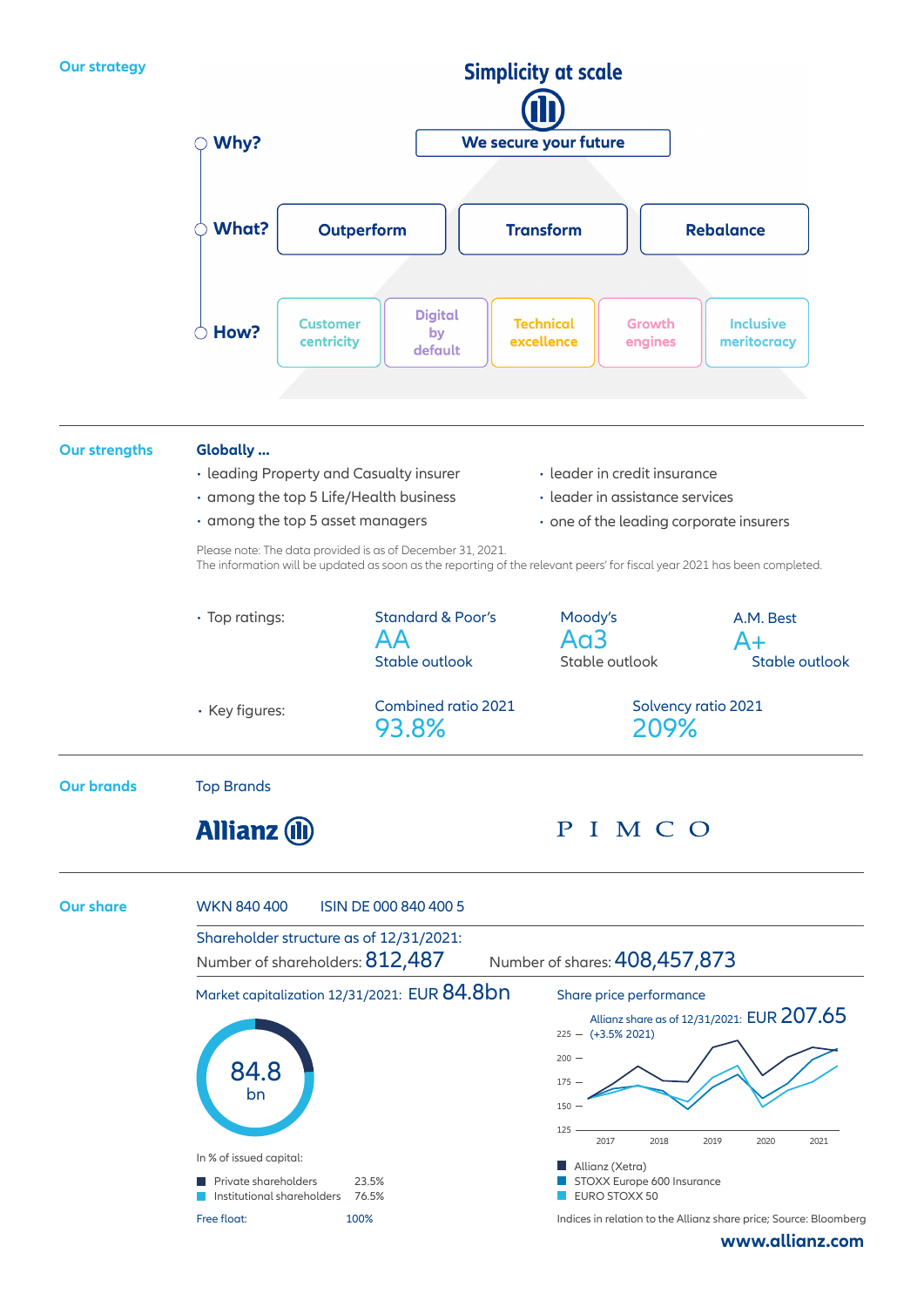## Our strategy

### Simplicity at scale

**Why?** We secure your future

**What?** Outperform | Transform | Rebalance

**How?** Customer centricity | Digital by default | Technical excellence | Growth engines | Inclusive meritocracy

## Our strengths

**Globally ...**

- leading Property and Casualty insurer
- among the top 5 Life/Health business
- among the top 5 asset managers
- leader in credit insurance
- leader in assistance services
- one of the leading corporate insurers

Please note: The data provided is as of December 31, 2021.
The information will be updated as soon as the reporting of the relevant peers' for fiscal year 2021 has been completed.

- Top ratings:

| Standard & Poor's | Moody's | A.M. Best |
|---|---|---|
| AA | Aa3 | A+ |
| Stable outlook | Stable outlook | Stable outlook |

- Key figures:

| Combined ratio 2021 | Solvency ratio 2021 |
|---|---|
| 93.8% | 209% |

## Our brands

Top Brands

Allianz

PIMCO

## Our share

WKN 840 400 ISIN DE 000 840 400 5

Shareholder structure as of 12/31/2021:
Number of shareholders: 812,487 Number of shares: 408,457,873

Market capitalization 12/31/2021: EUR 84.8bn

84.8 bn

In % of issued capital:

| | |
|---|---|
| Private shareholders | 23.5% |
| Institutional shareholders | 76.5% |
| Free float: | 100% |

Share price performance

Allianz share as of 12/31/2021: EUR 207.65 (+3.5% 2021)

- Allianz (Xetra)
- STOXX Europe 600 Insurance
- EURO STOXX 50

Indices in relation to the Allianz share price; Source: Bloomberg

**www.allianz.com**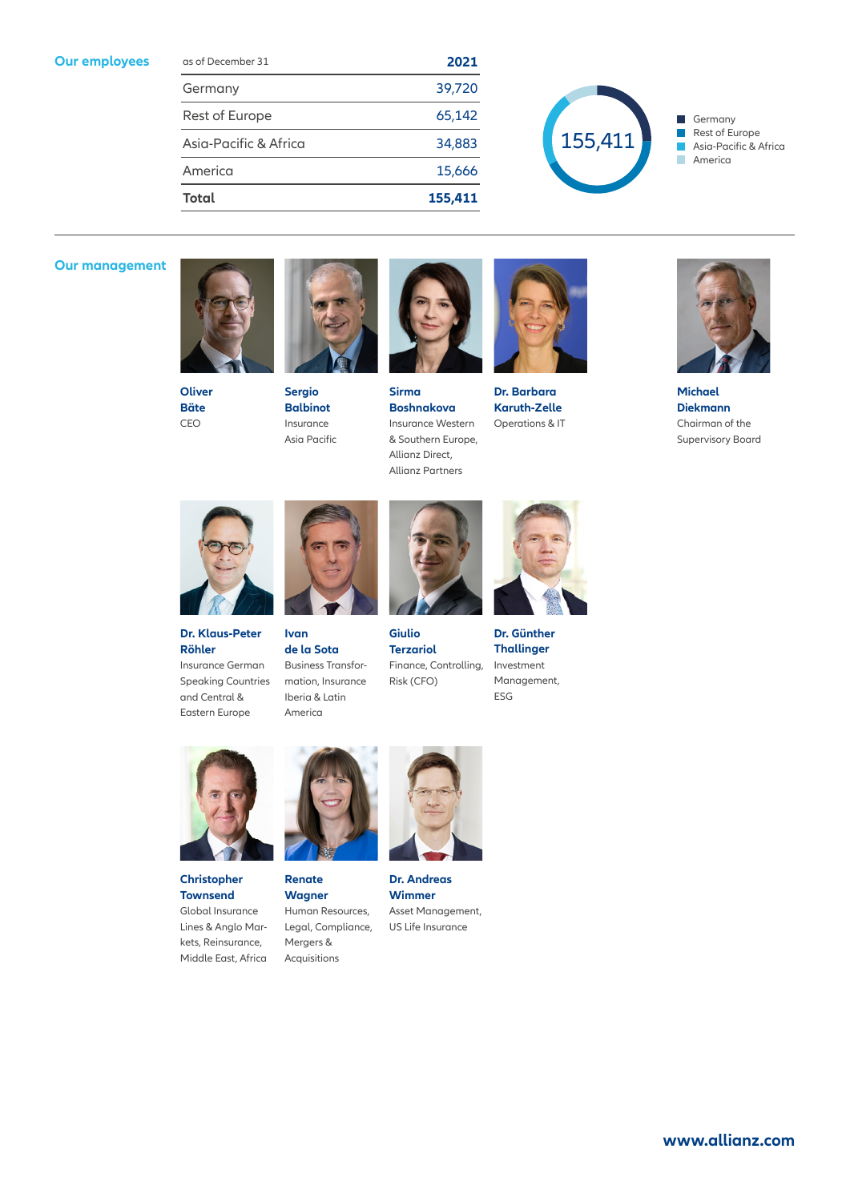## Our employees

| as of December 31 | 2021 |
|---|---|
| Germany | 39,720 |
| Rest of Europe | 65,142 |
| Asia-Pacific & Africa | 34,883 |
| America | 15,666 |
| **Total** | **155,411** |

155,411

- Germany
- Rest of Europe
- Asia-Pacific & Africa
- America

## Our management

**Oliver Bäte**
CEO

**Sergio Balbinot**
Insurance Asia Pacific

**Sirma Boshnakova**
Insurance Western & Southern Europe, Allianz Direct, Allianz Partners

**Dr. Barbara Karuth-Zelle**
Operations & IT

**Michael Diekmann**
Chairman of the Supervisory Board

**Dr. Klaus-Peter Röhler**
Insurance German Speaking Countries and Central & Eastern Europe

**Ivan de la Sota**
Business Transformation, Insurance Iberia & Latin America

**Giulio Terzariol**
Finance, Controlling, Risk (CFO)

**Dr. Günther Thallinger**
Investment Management, ESG

**Christopher Townsend**
Global Insurance Lines & Anglo Markets, Reinsurance, Middle East, Africa

**Renate Wagner**
Human Resources, Legal, Compliance, Mergers & Acquisitions

**Dr. Andreas Wimmer**
Asset Management, US Life Insurance

www.allianz.com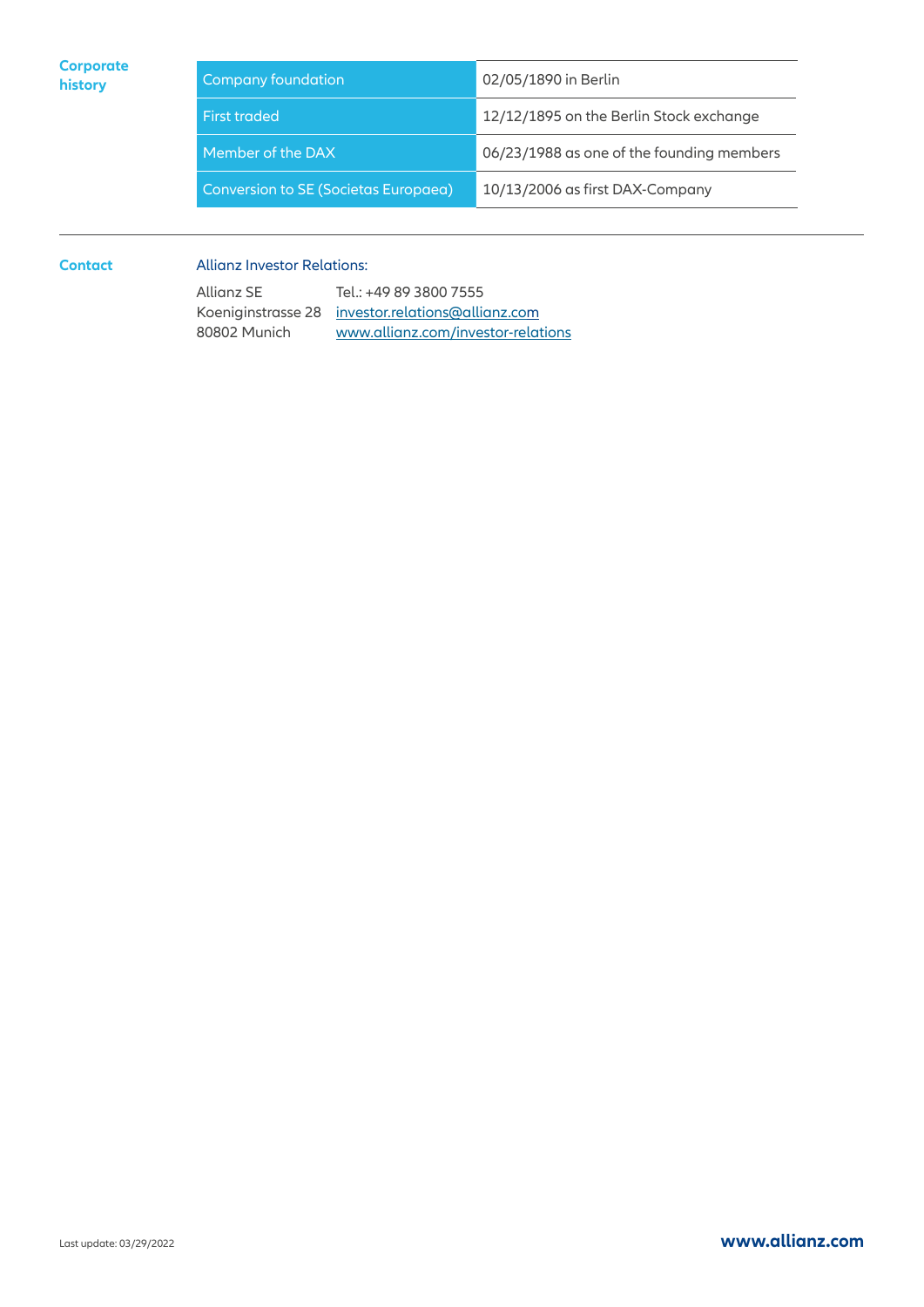## Corporate history

| | |
|---|---|
| Company foundation | 02/05/1890 in Berlin |
| First traded | 12/12/1895 on the Berlin Stock exchange |
| Member of the DAX | 06/23/1988 as one of the founding members |
| Conversion to SE (Societas Europaea) | 10/13/2006 as first DAX-Company |

## Contact

Allianz Investor Relations:

Allianz SE
Koeniginstrasse 28
80802 Munich

Tel.: +49 89 3800 7555
investor.relations@allianz.com
www.allianz.com/investor-relations

Last update: 03/29/2022

www.allianz.com